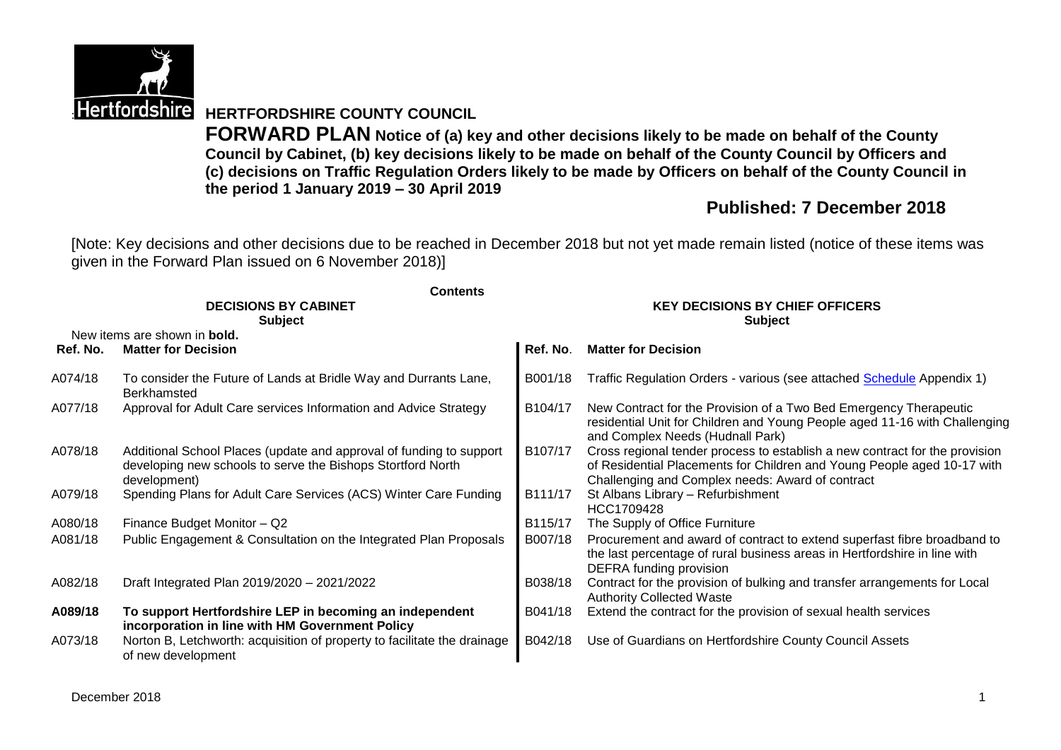# HERTFORDSHIRE COUNTY COUNCIL

**FORWARD PLAN Notice of (a) key and other decisions likely to be made on behalf of the County Council by Cabinet, (b) key decisions likely to be made on behalf of the County Council by Officers and (c) decisions on Traffic Regulation Orders likely to be made by Officers on behalf of the County Council in the period 1 January 2019 – 30 April 2019**

## Published: 7 December 2018

[Note: Key decisions and other decisions due to be reached in December 2018 but not yet made remain listed (notice of these items was given in the Forward Plan issued on 6 November 2018)]

**Contents**

New items are shown in **bold.**

| DECISIONS BY CABINET Subject | | KEY DECISIONS BY CHIEF OFFICERS Subject | |
|---|---|---|---|
| **Ref. No.** | **Matter for Decision** | **Ref. No.** | **Matter for Decision** |
| A074/18 | To consider the Future of Lands at Bridle Way and Durrants Lane, Berkhamsted | B001/18 | Traffic Regulation Orders - various (see attached Schedule Appendix 1) |
| A077/18 | Approval for Adult Care services Information and Advice Strategy | B104/17 | New Contract for the Provision of a Two Bed Emergency Therapeutic residential Unit for Children and Young People aged 11-16 with Challenging and Complex Needs (Hudnall Park) |
| A078/18 | Additional School Places (update and approval of funding to support developing new schools to serve the Bishops Stortford North development) | B107/17 | Cross regional tender process to establish a new contract for the provision of Residential Placements for Children and Young People aged 10-17 with Challenging and Complex needs: Award of contract |
| A079/18 | Spending Plans for Adult Care Services (ACS) Winter Care Funding | B111/17 | St Albans Library – Refurbishment HCC1709428 |
| A080/18 | Finance Budget Monitor – Q2 | B115/17 | The Supply of Office Furniture |
| A081/18 | Public Engagement & Consultation on the Integrated Plan Proposals | B007/18 | Procurement and award of contract to extend superfast fibre broadband to the last percentage of rural business areas in Hertfordshire in line with DEFRA funding provision |
| A082/18 | Draft Integrated Plan 2019/2020 – 2021/2022 | B038/18 | Contract for the provision of bulking and transfer arrangements for Local Authority Collected Waste |
| **A089/18** | **To support Hertfordshire LEP in becoming an independent incorporation in line with HM Government Policy** | B041/18 | Extend the contract for the provision of sexual health services |
| A073/18 | Norton B, Letchworth: acquisition of property to facilitate the drainage of new development | B042/18 | Use of Guardians on Hertfordshire County Council Assets |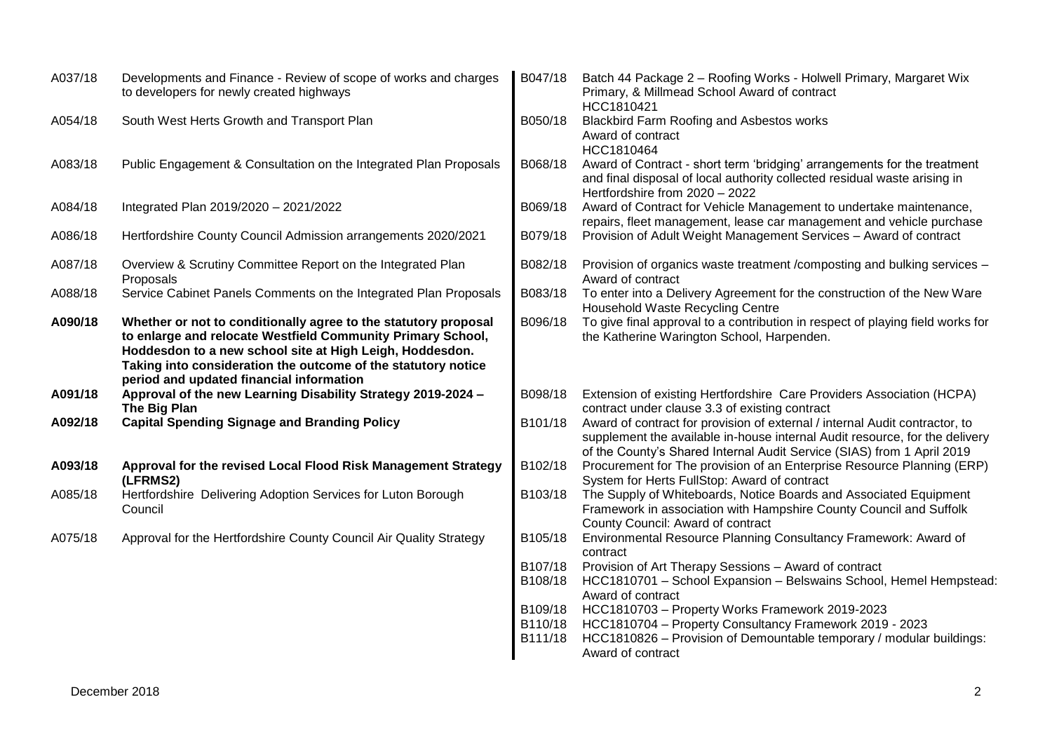| | |
|---|---|
| A037/18 | Developments and Finance - Review of scope of works and charges to developers for newly created highways |
| A054/18 | South West Herts Growth and Transport Plan |
| A083/18 | Public Engagement & Consultation on the Integrated Plan Proposals |
| A084/18 | Integrated Plan 2019/2020 – 2021/2022 |
| A086/18 | Hertfordshire County Council Admission arrangements 2020/2021 |
| A087/18 | Overview & Scrutiny Committee Report on the Integrated Plan Proposals |
| A088/18 | Service Cabinet Panels Comments on the Integrated Plan Proposals |
| **A090/18** | **Whether or not to conditionally agree to the statutory proposal to enlarge and relocate Westfield Community Primary School, Hoddesdon to a new school site at High Leigh, Hoddesdon. Taking into consideration the outcome of the statutory notice period and updated financial information** |
| **A091/18** | **Approval of the new Learning Disability Strategy 2019-2024 – The Big Plan** |
| **A092/18** | **Capital Spending Signage and Branding Policy** |
| **A093/18** | **Approval for the revised Local Flood Risk Management Strategy (LFRMS2)** |
| A085/18 | Hertfordshire Delivering Adoption Services for Luton Borough Council |
| A075/18 | Approval for the Hertfordshire County Council Air Quality Strategy |

| | |
|---|---|
| B047/18 | Batch 44 Package 2 – Roofing Works - Holwell Primary, Margaret Wix Primary, & Millmead School Award of contract HCC1810421 |
| B050/18 | Blackbird Farm Roofing and Asbestos works Award of contract HCC1810464 |
| B068/18 | Award of Contract - short term 'bridging' arrangements for the treatment and final disposal of local authority collected residual waste arising in Hertfordshire from 2020 – 2022 |
| B069/18 | Award of Contract for Vehicle Management to undertake maintenance, repairs, fleet management, lease car management and vehicle purchase |
| B079/18 | Provision of Adult Weight Management Services – Award of contract |
| B082/18 | Provision of organics waste treatment /composting and bulking services – Award of contract |
| B083/18 | To enter into a Delivery Agreement for the construction of the New Ware Household Waste Recycling Centre |
| B096/18 | To give final approval to a contribution in respect of playing field works for the Katherine Warington School, Harpenden. |
| B098/18 | Extension of existing Hertfordshire Care Providers Association (HCPA) contract under clause 3.3 of existing contract |
| B101/18 | Award of contract for provision of external / internal Audit contractor, to supplement the available in-house internal Audit resource, for the delivery of the County's Shared Internal Audit Service (SIAS) from 1 April 2019 |
| B102/18 | Procurement for The provision of an Enterprise Resource Planning (ERP) System for Herts FullStop: Award of contract |
| B103/18 | The Supply of Whiteboards, Notice Boards and Associated Equipment Framework in association with Hampshire County Council and Suffolk County Council: Award of contract |
| B105/18 | Environmental Resource Planning Consultancy Framework: Award of contract |
| B107/18 | Provision of Art Therapy Sessions – Award of contract |
| B108/18 | HCC1810701 – School Expansion – Belswains School, Hemel Hempstead: Award of contract |
| B109/18 | HCC1810703 – Property Works Framework 2019-2023 |
| B110/18 | HCC1810704 – Property Consultancy Framework 2019 - 2023 |
| B111/18 | HCC1810826 – Provision of Demountable temporary / modular buildings: Award of contract |

December 2018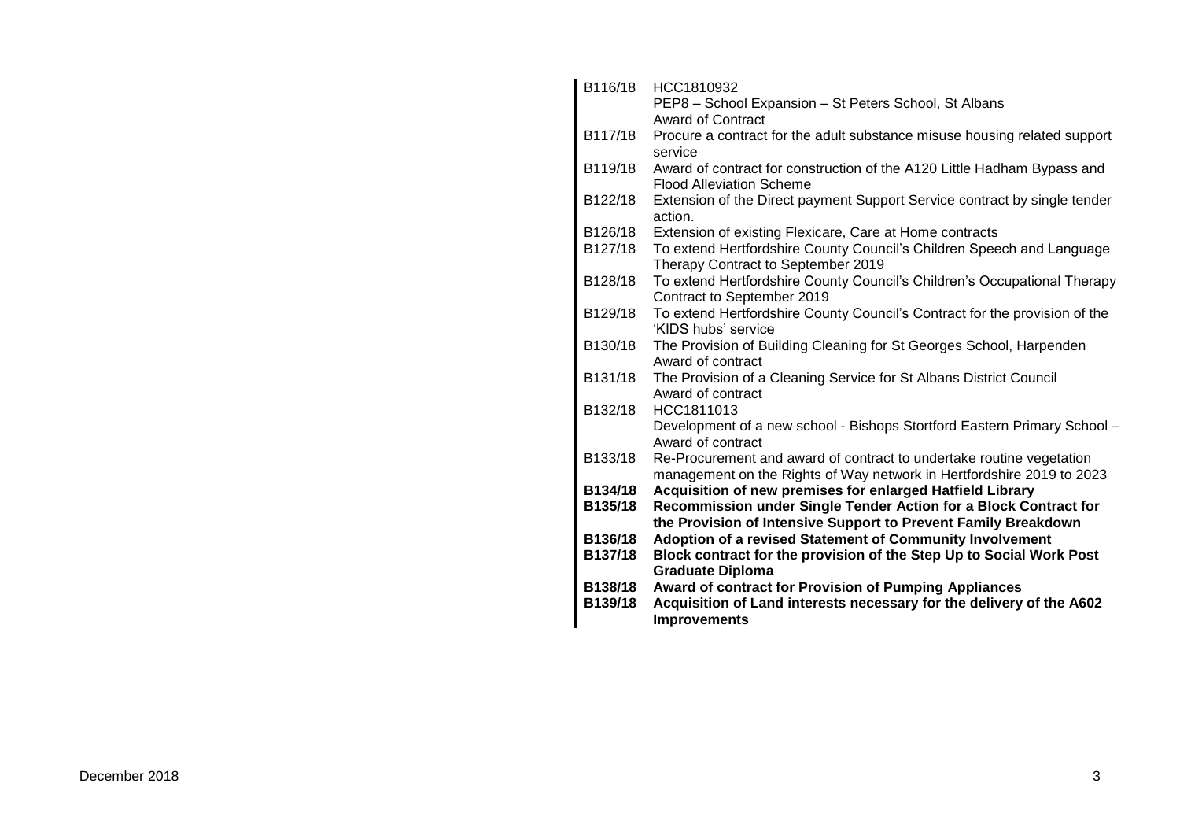| | |
|---|---|
| B116/18 | HCC1810932<br>PEP8 – School Expansion – St Peters School, St Albans<br>Award of Contract |
| B117/18 | Procure a contract for the adult substance misuse housing related support service |
| B119/18 | Award of contract for construction of the A120 Little Hadham Bypass and Flood Alleviation Scheme |
| B122/18 | Extension of the Direct payment Support Service contract by single tender action. |
| B126/18 | Extension of existing Flexicare, Care at Home contracts |
| B127/18 | To extend Hertfordshire County Council's Children Speech and Language Therapy Contract to September 2019 |
| B128/18 | To extend Hertfordshire County Council's Children's Occupational Therapy Contract to September 2019 |
| B129/18 | To extend Hertfordshire County Council's Contract for the provision of the 'KIDS hubs' service |
| B130/18 | The Provision of Building Cleaning for St Georges School, Harpenden<br>Award of contract |
| B131/18 | The Provision of a Cleaning Service for St Albans District Council<br>Award of contract |
| B132/18 | HCC1811013<br>Development of a new school - Bishops Stortford Eastern Primary School – Award of contract |
| B133/18 | Re-Procurement and award of contract to undertake routine vegetation management on the Rights of Way network in Hertfordshire 2019 to 2023 |
| **B134/18** | **Acquisition of new premises for enlarged Hatfield Library** |
| **B135/18** | **Recommission under Single Tender Action for a Block Contract for the Provision of Intensive Support to Prevent Family Breakdown** |
| **B136/18** | **Adoption of a revised Statement of Community Involvement** |
| **B137/18** | **Block contract for the provision of the Step Up to Social Work Post Graduate Diploma** |
| **B138/18** | **Award of contract for Provision of Pumping Appliances** |
| **B139/18** | **Acquisition of Land interests necessary for the delivery of the A602 Improvements** |

December 2018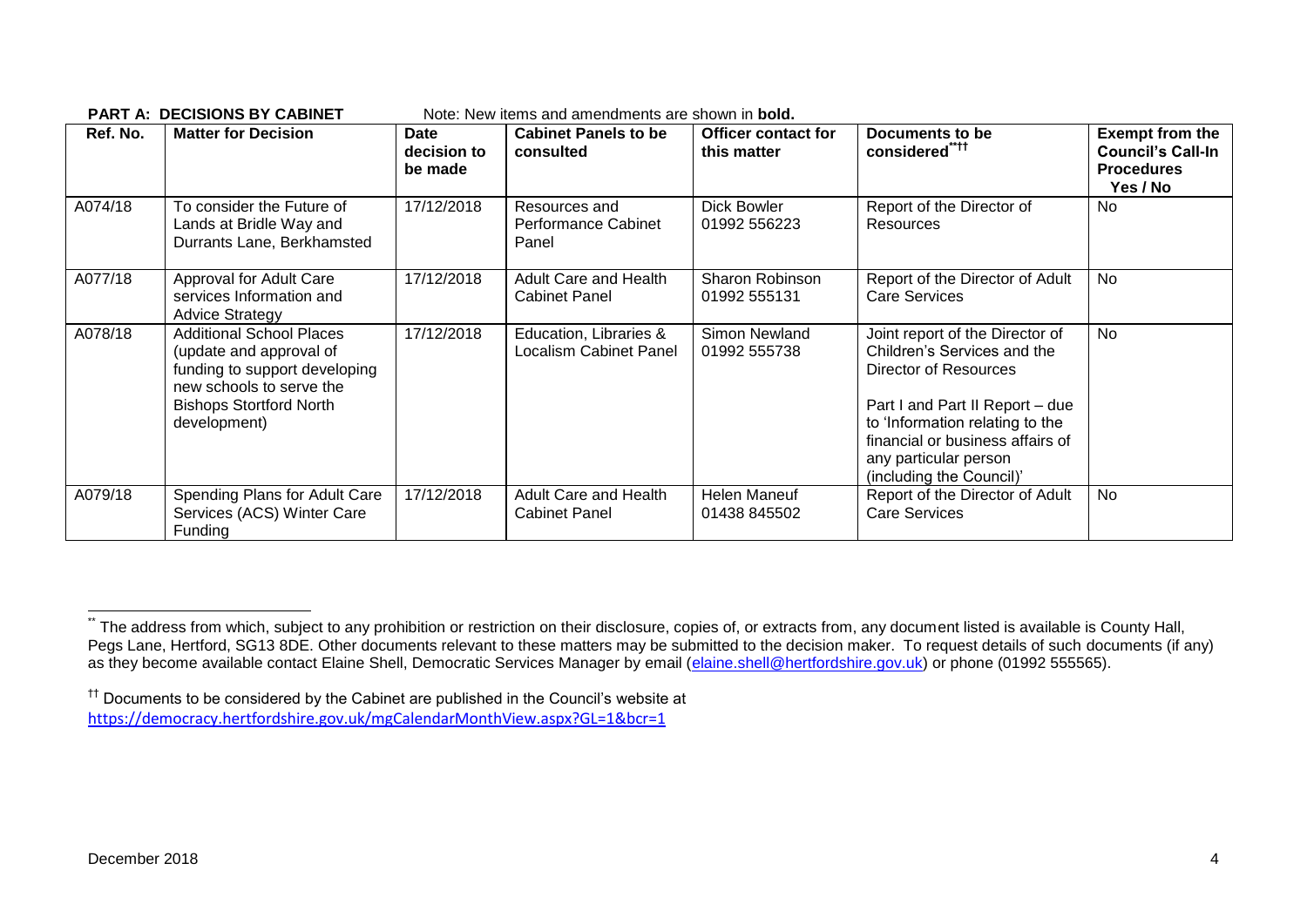**PART A: DECISIONS BY CABINET** Note: New items and amendments are shown in **bold.**

| Ref. No. | Matter for Decision | Date decision to be made | Cabinet Panels to be consulted | Officer contact for this matter | Documents to be considered[**††] | Exempt from the Council's Call-In Procedures Yes / No |
|---|---|---|---|---|---|---|
| A074/18 | To consider the Future of Lands at Bridle Way and Durrants Lane, Berkhamsted | 17/12/2018 | Resources and Performance Cabinet Panel | Dick Bowler 01992 556223 | Report of the Director of Resources | No |
| A077/18 | Approval for Adult Care services Information and Advice Strategy | 17/12/2018 | Adult Care and Health Cabinet Panel | Sharon Robinson 01992 555131 | Report of the Director of Adult Care Services | No |
| A078/18 | Additional School Places (update and approval of funding to support developing new schools to serve the Bishops Stortford North development) | 17/12/2018 | Education, Libraries & Localism Cabinet Panel | Simon Newland 01992 555738 | Joint report of the Director of Children's Services and the Director of Resources<br><br>Part I and Part II Report – due to 'Information relating to the financial or business affairs of any particular person (including the Council)' | No |
| A079/18 | Spending Plans for Adult Care Services (ACS) Winter Care Funding | 17/12/2018 | Adult Care and Health Cabinet Panel | Helen Maneuf 01438 845502 | Report of the Director of Adult Care Services | No |

[**] The address from which, subject to any prohibition or restriction on their disclosure, copies of, or extracts from, any document listed is available is County Hall, Pegs Lane, Hertford, SG13 8DE. Other documents relevant to these matters may be submitted to the decision maker. To request details of such documents (if any) as they become available contact Elaine Shell, Democratic Services Manager by email (elaine.shell@hertfordshire.gov.uk) or phone (01992 555565).

[††] Documents to be considered by the Cabinet are published in the Council's website at https://democracy.hertfordshire.gov.uk/mgCalendarMonthView.aspx?GL=1&bcr=1

December 2018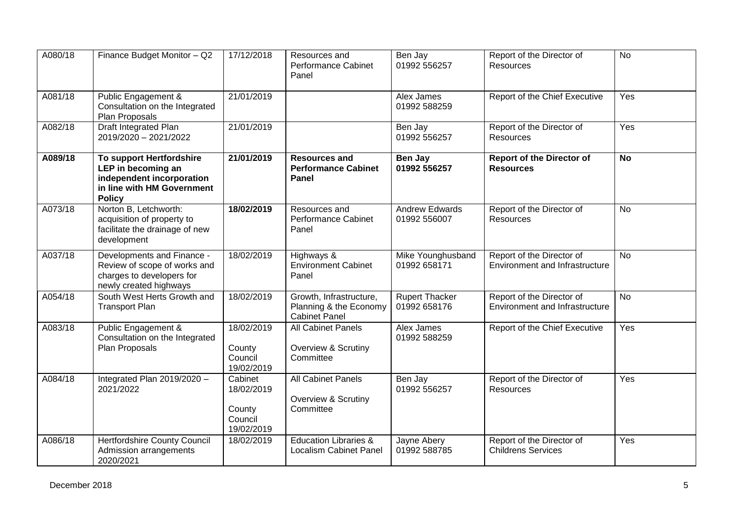| A080/18 | Finance Budget Monitor – Q2 | 17/12/2018 | Resources and Performance Cabinet Panel | Ben Jay 01992 556257 | Report of the Director of Resources | No |
|---|---|---|---|---|---|---|
| A081/18 | Public Engagement & Consultation on the Integrated Plan Proposals | 21/01/2019 | | Alex James 01992 588259 | Report of the Chief Executive | Yes |
| A082/18 | Draft Integrated Plan 2019/2020 – 2021/2022 | 21/01/2019 | | Ben Jay 01992 556257 | Report of the Director of Resources | Yes |
| **A089/18** | **To support Hertfordshire LEP in becoming an independent incorporation in line with HM Government Policy** | **21/01/2019** | **Resources and Performance Cabinet Panel** | **Ben Jay 01992 556257** | **Report of the Director of Resources** | **No** |
| A073/18 | Norton B, Letchworth: acquisition of property to facilitate the drainage of new development | **18/02/2019** | Resources and Performance Cabinet Panel | Andrew Edwards 01992 556007 | Report of the Director of Resources | No |
| A037/18 | Developments and Finance - Review of scope of works and charges to developers for newly created highways | 18/02/2019 | Highways & Environment Cabinet Panel | Mike Younghusband 01992 658171 | Report of the Director of Environment and Infrastructure | No |
| A054/18 | South West Herts Growth and Transport Plan | 18/02/2019 | Growth, Infrastructure, Planning & the Economy Cabinet Panel | Rupert Thacker 01992 658176 | Report of the Director of Environment and Infrastructure | No |
| A083/18 | Public Engagement & Consultation on the Integrated Plan Proposals | 18/02/2019<br>County Council 19/02/2019 | All Cabinet Panels<br>Overview & Scrutiny Committee | Alex James 01992 588259 | Report of the Chief Executive | Yes |
| A084/18 | Integrated Plan 2019/2020 – 2021/2022 | Cabinet 18/02/2019<br>County Council 19/02/2019 | All Cabinet Panels<br>Overview & Scrutiny Committee | Ben Jay 01992 556257 | Report of the Director of Resources | Yes |
| A086/18 | Hertfordshire County Council Admission arrangements 2020/2021 | 18/02/2019 | Education Libraries & Localism Cabinet Panel | Jayne Abery 01992 588785 | Report of the Director of Childrens Services | Yes |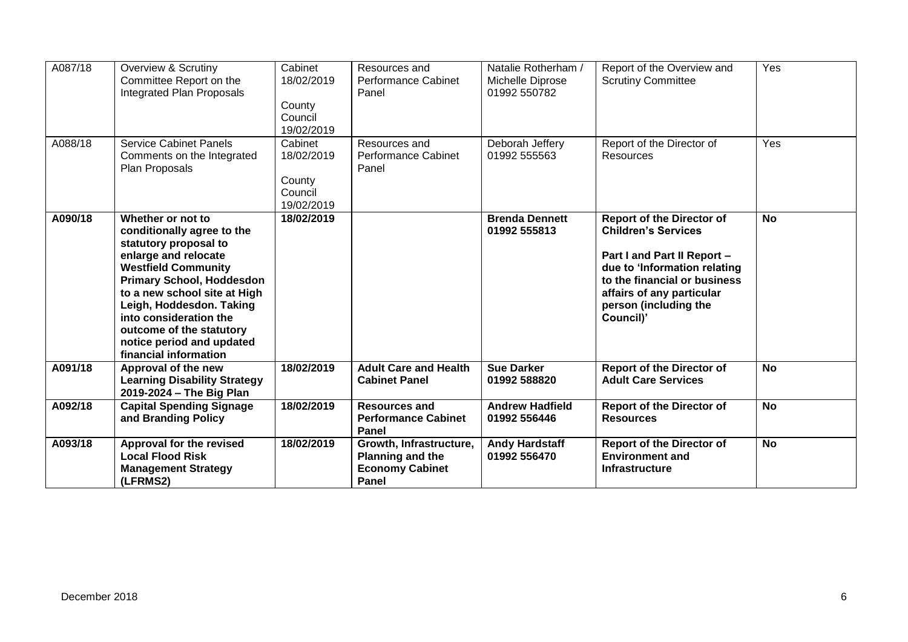| A087/18 | Overview & Scrutiny Committee Report on the Integrated Plan Proposals | Cabinet 18/02/2019<br><br>County Council 19/02/2019 | Resources and Performance Cabinet Panel | Natalie Rotherham / Michelle Diprose 01992 550782 | Report of the Overview and Scrutiny Committee | Yes |
|---|---|---|---|---|---|---|
| A088/18 | Service Cabinet Panels Comments on the Integrated Plan Proposals | Cabinet 18/02/2019<br><br>County Council 19/02/2019 | Resources and Performance Cabinet Panel | Deborah Jeffery 01992 555563 | Report of the Director of Resources | Yes |
| **A090/18** | **Whether or not to conditionally agree to the statutory proposal to enlarge and relocate Westfield Community Primary School, Hoddesdon to a new school site at High Leigh, Hoddesdon. Taking into consideration the outcome of the statutory notice period and updated financial information** | **18/02/2019** | | **Brenda Dennett 01992 555813** | **Report of the Director of Children's Services**<br><br>**Part I and Part II Report – due to 'Information relating to the financial or business affairs of any particular person (including the Council)'** | **No** |
| **A091/18** | **Approval of the new Learning Disability Strategy 2019-2024 – The Big Plan** | **18/02/2019** | **Adult Care and Health Cabinet Panel** | **Sue Darker 01992 588820** | **Report of the Director of Adult Care Services** | **No** |
| **A092/18** | **Capital Spending Signage and Branding Policy** | **18/02/2019** | **Resources and Performance Cabinet Panel** | **Andrew Hadfield 01992 556446** | **Report of the Director of Resources** | **No** |
| **A093/18** | **Approval for the revised Local Flood Risk Management Strategy (LFRMS2)** | **18/02/2019** | **Growth, Infrastructure, Planning and the Economy Cabinet Panel** | **Andy Hardstaff 01992 556470** | **Report of the Director of Environment and Infrastructure** | **No** |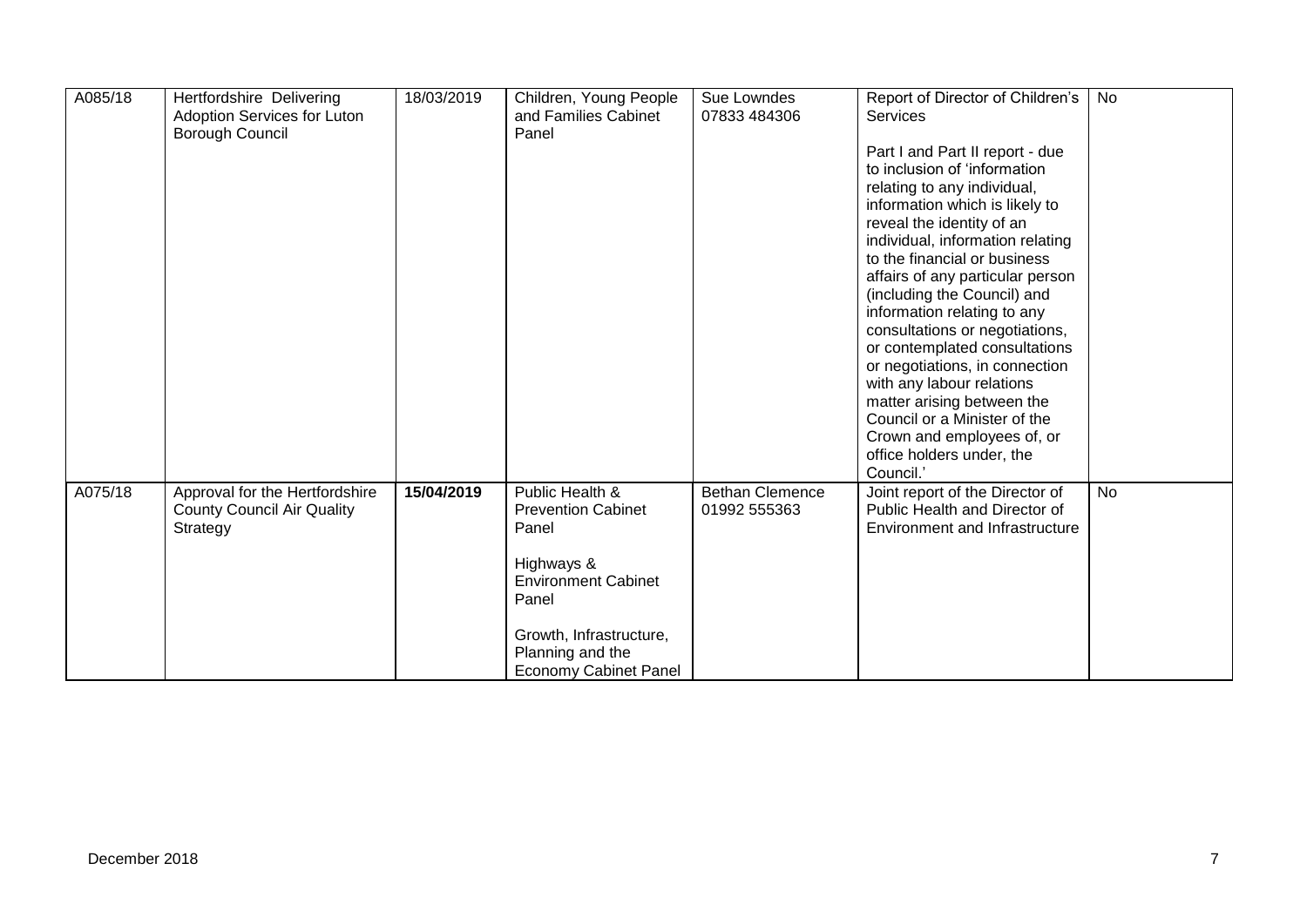| A085/18 | Hertfordshire Delivering Adoption Services for Luton Borough Council | 18/03/2019 | Children, Young People and Families Cabinet Panel | Sue Lowndes 07833 484306 | Report of Director of Children's Services<br><br>Part I and Part II report - due to inclusion of 'information relating to any individual, information which is likely to reveal the identity of an individual, information relating to the financial or business affairs of any particular person (including the Council) and information relating to any consultations or negotiations, or contemplated consultations or negotiations, in connection with any labour relations matter arising between the Council or a Minister of the Crown and employees of, or office holders under, the Council.' | No |
|---|---|---|---|---|---|---|
| A075/18 | Approval for the Hertfordshire County Council Air Quality Strategy | **15/04/2019** | Public Health & Prevention Cabinet Panel<br><br>Highways & Environment Cabinet Panel<br><br>Growth, Infrastructure, Planning and the Economy Cabinet Panel | Bethan Clemence 01992 555363 | Joint report of the Director of Public Health and Director of Environment and Infrastructure | No |

December 2018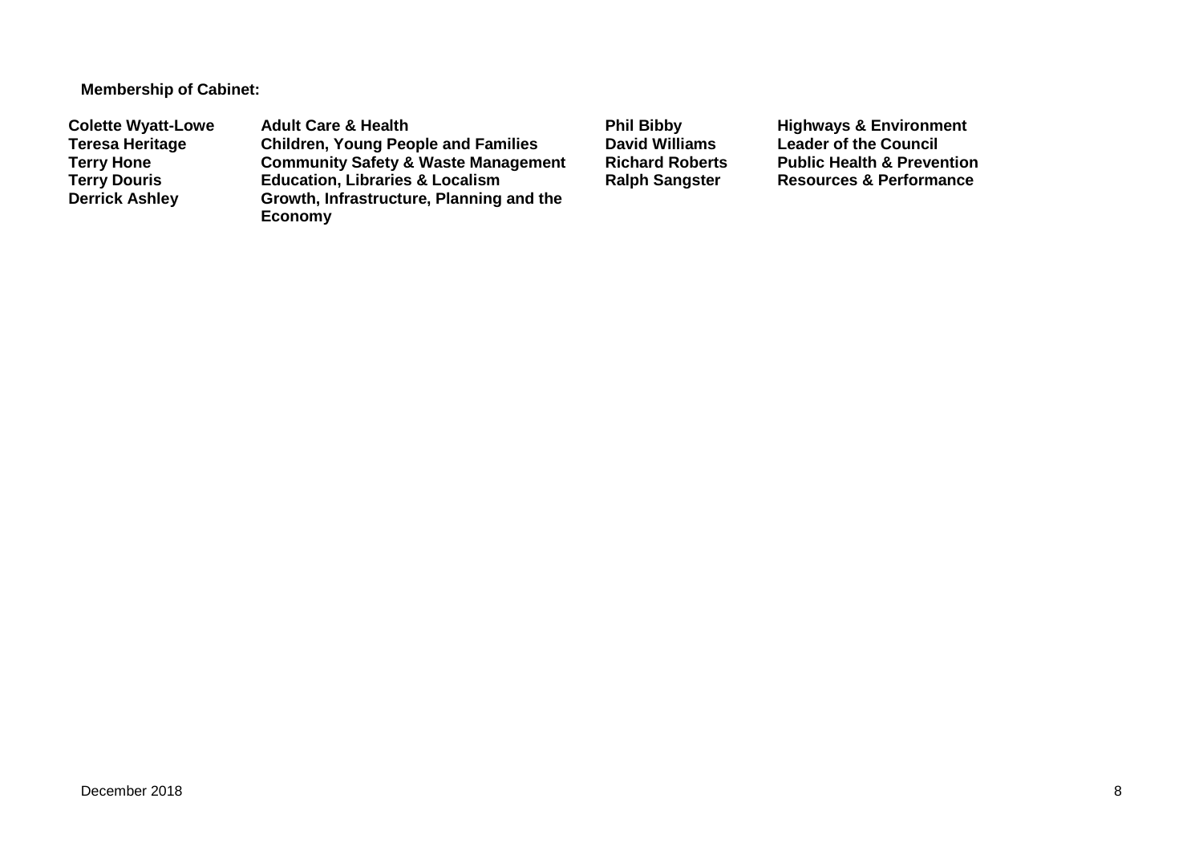**Membership of Cabinet:**

| | | | |
|---|---|---|---|
| **Colette Wyatt-Lowe** | **Adult Care & Health** | **Phil Bibby** | **Highways & Environment** |
| **Teresa Heritage** | **Children, Young People and Families** | **David Williams** | **Leader of the Council** |
| **Terry Hone** | **Community Safety & Waste Management** | **Richard Roberts** | **Public Health & Prevention** |
| **Terry Douris** | **Education, Libraries & Localism** | **Ralph Sangster** | **Resources & Performance** |
| **Derrick Ashley** | **Growth, Infrastructure, Planning and the Economy** | | |

December 2018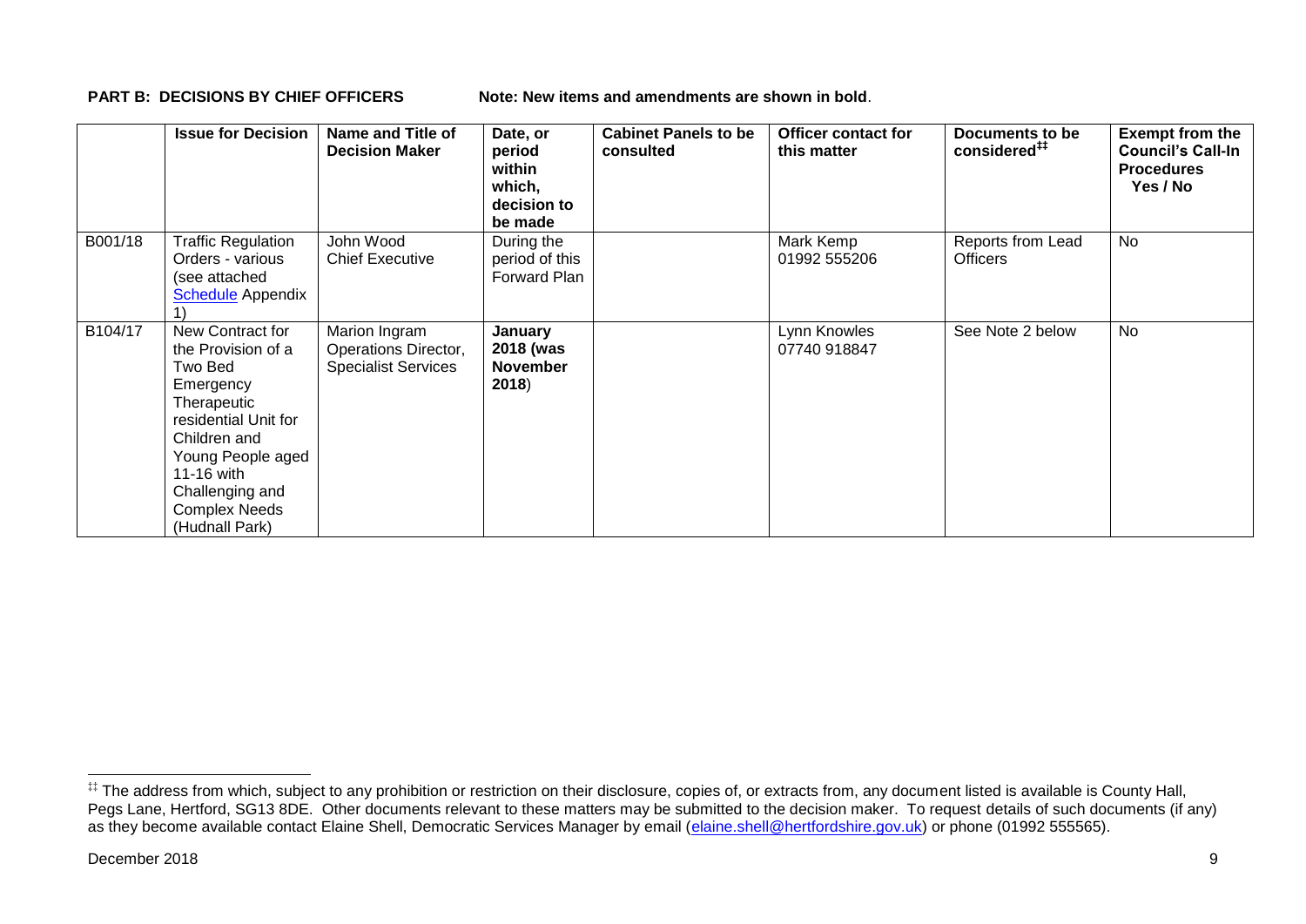**PART B: DECISIONS BY CHIEF OFFICERS** **Note: New items and amendments are shown in bold**.

| | Issue for Decision | Name and Title of Decision Maker | Date, or period within which, decision to be made | Cabinet Panels to be consulted | Officer contact for this matter | Documents to be considered[‡‡] | Exempt from the Council's Call-In Procedures Yes / No |
|---|---|---|---|---|---|---|---|
| B001/18 | Traffic Regulation Orders - various (see attached Schedule Appendix 1) | John Wood Chief Executive | During the period of this Forward Plan | | Mark Kemp 01992 555206 | Reports from Lead Officers | No |
| B104/17 | New Contract for the Provision of a Two Bed Emergency Therapeutic residential Unit for Children and Young People aged 11-16 with Challenging and Complex Needs (Hudnall Park) | Marion Ingram Operations Director, Specialist Services | **January 2018 (was November 2018**) | | Lynn Knowles 07740 918847 | See Note 2 below | No |

[‡‡] The address from which, subject to any prohibition or restriction on their disclosure, copies of, or extracts from, any document listed is available is County Hall, Pegs Lane, Hertford, SG13 8DE. Other documents relevant to these matters may be submitted to the decision maker. To request details of such documents (if any) as they become available contact Elaine Shell, Democratic Services Manager by email (elaine.shell@hertfordshire.gov.uk) or phone (01992 555565).

December 2018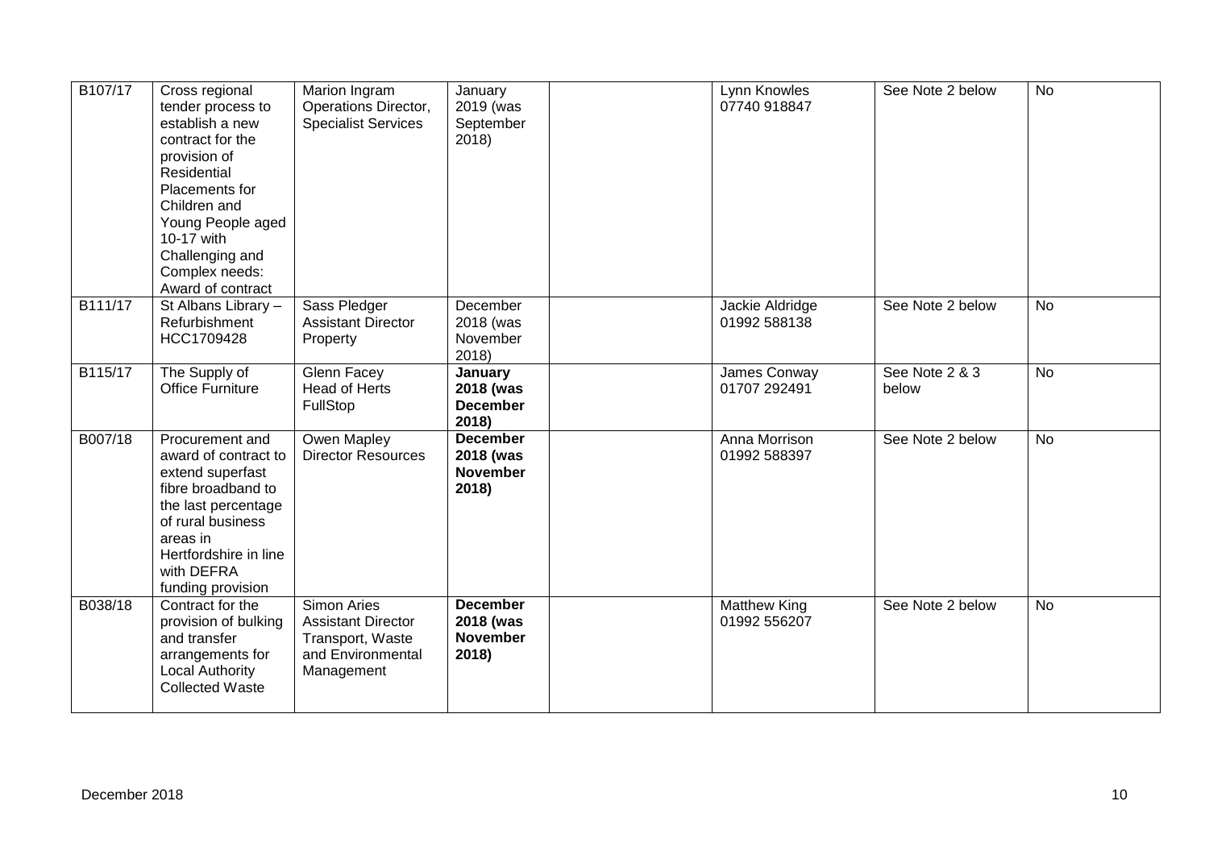| | | | | | | | |
|---|---|---|---|---|---|---|---|
| B107/17 | Cross regional tender process to establish a new contract for the provision of Residential Placements for Children and Young People aged 10-17 with Challenging and Complex needs: Award of contract | Marion Ingram Operations Director, Specialist Services | January 2019 (was September 2018) | | Lynn Knowles 07740 918847 | See Note 2 below | No |
| B111/17 | St Albans Library – Refurbishment HCC1709428 | Sass Pledger Assistant Director Property | December 2018 (was November 2018) | | Jackie Aldridge 01992 588138 | See Note 2 below | No |
| B115/17 | The Supply of Office Furniture | Glenn Facey Head of Herts FullStop | **January 2018 (was December 2018)** | | James Conway 01707 292491 | See Note 2 & 3 below | No |
| B007/18 | Procurement and award of contract to extend superfast fibre broadband to the last percentage of rural business areas in Hertfordshire in line with DEFRA funding provision | Owen Mapley Director Resources | **December 2018 (was November 2018)** | | Anna Morrison 01992 588397 | See Note 2 below | No |
| B038/18 | Contract for the provision of bulking and transfer arrangements for Local Authority Collected Waste | Simon Aries Assistant Director Transport, Waste and Environmental Management | **December 2018 (was November 2018)** | | Matthew King 01992 556207 | See Note 2 below | No |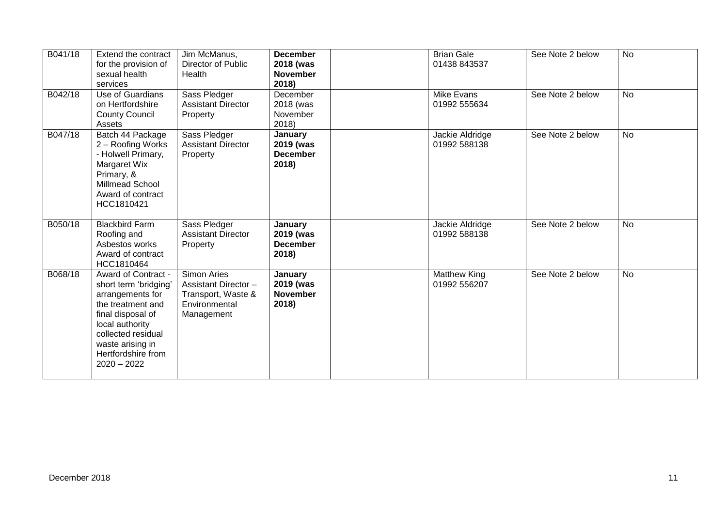| | | | | | | | |
|---|---|---|---|---|---|---|---|
| B041/18 | Extend the contract for the provision of sexual health services | Jim McManus, Director of Public Health | **December 2018 (was November 2018)** | | Brian Gale 01438 843537 | See Note 2 below | No |
| B042/18 | Use of Guardians on Hertfordshire County Council Assets | Sass Pledger Assistant Director Property | December 2018 (was November 2018) | | Mike Evans 01992 555634 | See Note 2 below | No |
| B047/18 | Batch 44 Package 2 – Roofing Works - Holwell Primary, Margaret Wix Primary, & Millmead School Award of contract HCC1810421 | Sass Pledger Assistant Director Property | **January 2019 (was December 2018)** | | Jackie Aldridge 01992 588138 | See Note 2 below | No |
| B050/18 | Blackbird Farm Roofing and Asbestos works Award of contract HCC1810464 | Sass Pledger Assistant Director Property | **January 2019 (was December 2018)** | | Jackie Aldridge 01992 588138 | See Note 2 below | No |
| B068/18 | Award of Contract - short term 'bridging' arrangements for the treatment and final disposal of local authority collected residual waste arising in Hertfordshire from 2020 – 2022 | Simon Aries Assistant Director – Transport, Waste & Environmental Management | **January 2019 (was November 2018)** | | Matthew King 01992 556207 | See Note 2 below | No |

December 2018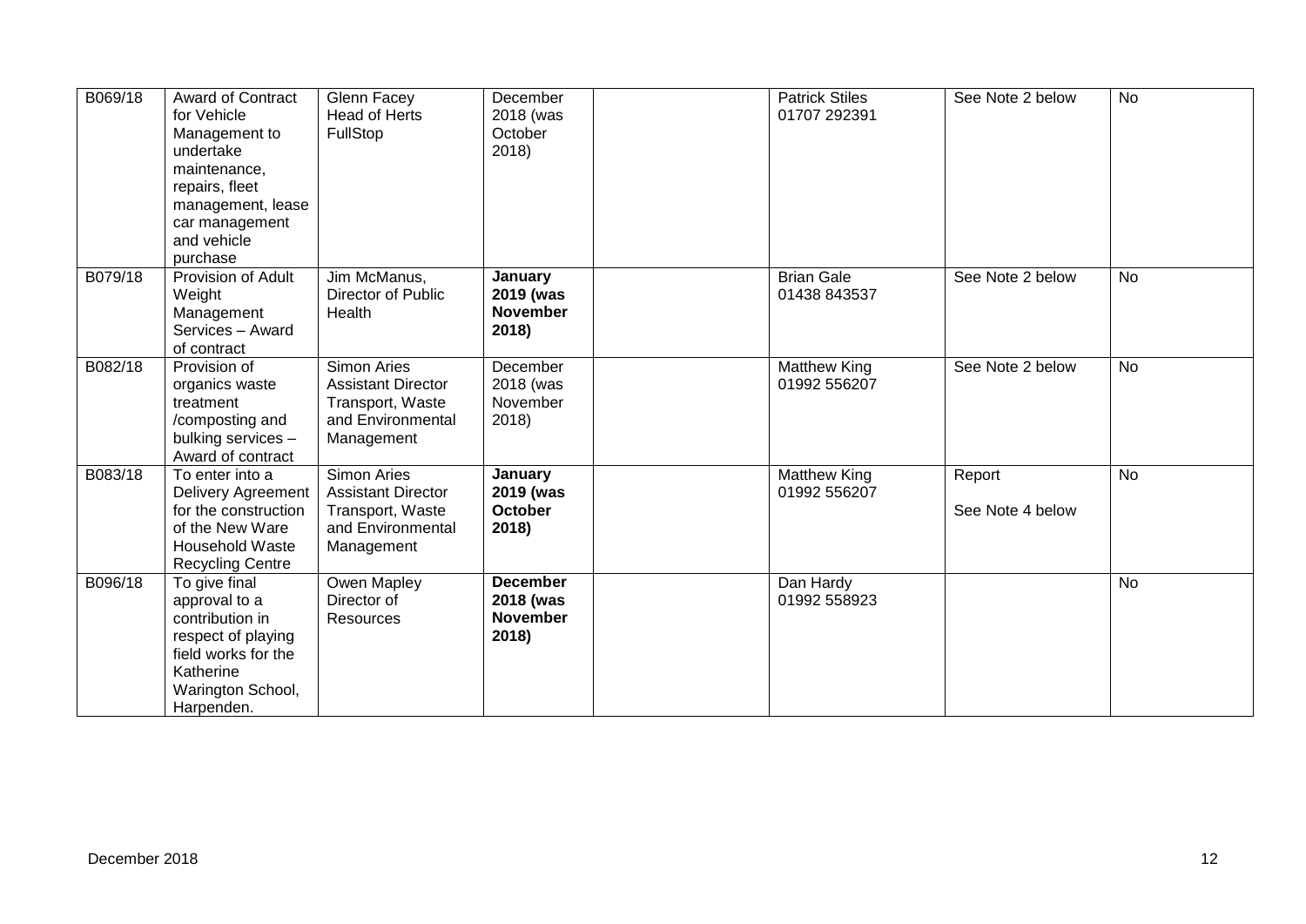| | | | | | | | |
|---|---|---|---|---|---|---|---|
| B069/18 | Award of Contract for Vehicle Management to undertake maintenance, repairs, fleet management, lease car management and vehicle purchase | Glenn Facey Head of Herts FullStop | December 2018 (was October 2018) | | Patrick Stiles 01707 292391 | See Note 2 below | No |
| B079/18 | Provision of Adult Weight Management Services – Award of contract | Jim McManus, Director of Public Health | **January 2019 (was November 2018)** | | Brian Gale 01438 843537 | See Note 2 below | No |
| B082/18 | Provision of organics waste treatment /composting and bulking services – Award of contract | Simon Aries Assistant Director Transport, Waste and Environmental Management | December 2018 (was November 2018) | | Matthew King 01992 556207 | See Note 2 below | No |
| B083/18 | To enter into a Delivery Agreement for the construction of the New Ware Household Waste Recycling Centre | Simon Aries Assistant Director Transport, Waste and Environmental Management | **January 2019 (was October 2018)** | | Matthew King 01992 556207 | Report<br><br>See Note 4 below | No |
| B096/18 | To give final approval to a contribution in respect of playing field works for the Katherine Warington School, Harpenden. | Owen Mapley Director of Resources | **December 2018 (was November 2018)** | | Dan Hardy 01992 558923 | | No |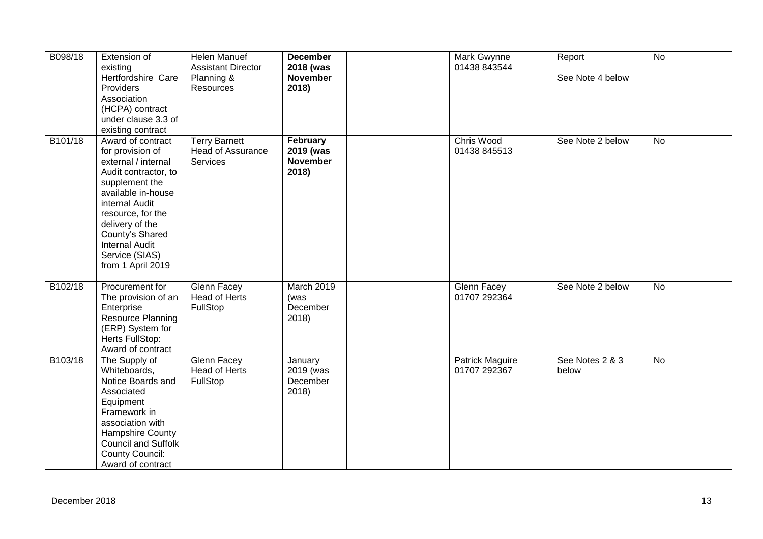| B098/18 | Extension of existing Hertfordshire Care Providers Association (HCPA) contract under clause 3.3 of existing contract | Helen Manuef Assistant Director Planning & Resources | **December 2018 (was November 2018)** | | Mark Gwynne 01438 843544 | Report<br><br>See Note 4 below | No |
|---|---|---|---|---|---|---|---|
| B101/18 | Award of contract for provision of external / internal Audit contractor, to supplement the available in-house internal Audit resource, for the delivery of the County's Shared Internal Audit Service (SIAS) from 1 April 2019 | Terry Barnett Head of Assurance Services | **February 2019 (was November 2018)** | | Chris Wood 01438 845513 | See Note 2 below | No |
| B102/18 | Procurement for The provision of an Enterprise Resource Planning (ERP) System for Herts FullStop: Award of contract | Glenn Facey Head of Herts FullStop | March 2019 (was December 2018) | | Glenn Facey 01707 292364 | See Note 2 below | No |
| B103/18 | The Supply of Whiteboards, Notice Boards and Associated Equipment Framework in association with Hampshire County Council and Suffolk County Council: Award of contract | Glenn Facey Head of Herts FullStop | January 2019 (was December 2018) | | Patrick Maguire 01707 292367 | See Notes 2 & 3 below | No |

December 2018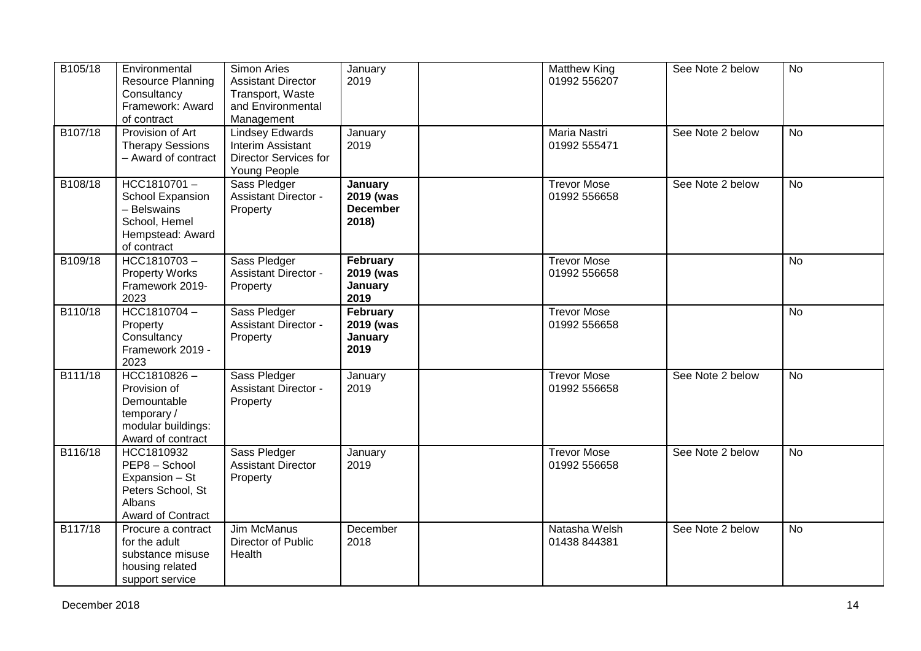| | | | | | | | |
|---|---|---|---|---|---|---|---|
| B105/18 | Environmental Resource Planning Consultancy Framework: Award of contract | Simon Aries Assistant Director Transport, Waste and Environmental Management | January 2019 | | Matthew King 01992 556207 | See Note 2 below | No |
| B107/18 | Provision of Art Therapy Sessions – Award of contract | Lindsey Edwards Interim Assistant Director Services for Young People | January 2019 | | Maria Nastri 01992 555471 | See Note 2 below | No |
| B108/18 | HCC1810701 – School Expansion – Belswains School, Hemel Hempstead: Award of contract | Sass Pledger Assistant Director - Property | **January 2019 (was December 2018)** | | Trevor Mose 01992 556658 | See Note 2 below | No |
| B109/18 | HCC1810703 – Property Works Framework 2019-2023 | Sass Pledger Assistant Director - Property | **February 2019 (was January 2019** | | Trevor Mose 01992 556658 | | No |
| B110/18 | HCC1810704 – Property Consultancy Framework 2019 - 2023 | Sass Pledger Assistant Director - Property | **February 2019 (was January 2019** | | Trevor Mose 01992 556658 | | No |
| B111/18 | HCC1810826 – Provision of Demountable temporary / modular buildings: Award of contract | Sass Pledger Assistant Director - Property | January 2019 | | Trevor Mose 01992 556658 | See Note 2 below | No |
| B116/18 | HCC1810932 PEP8 – School Expansion – St Peters School, St Albans Award of Contract | Sass Pledger Assistant Director Property | January 2019 | | Trevor Mose 01992 556658 | See Note 2 below | No |
| B117/18 | Procure a contract for the adult substance misuse housing related support service | Jim McManus Director of Public Health | December 2018 | | Natasha Welsh 01438 844381 | See Note 2 below | No |

December 2018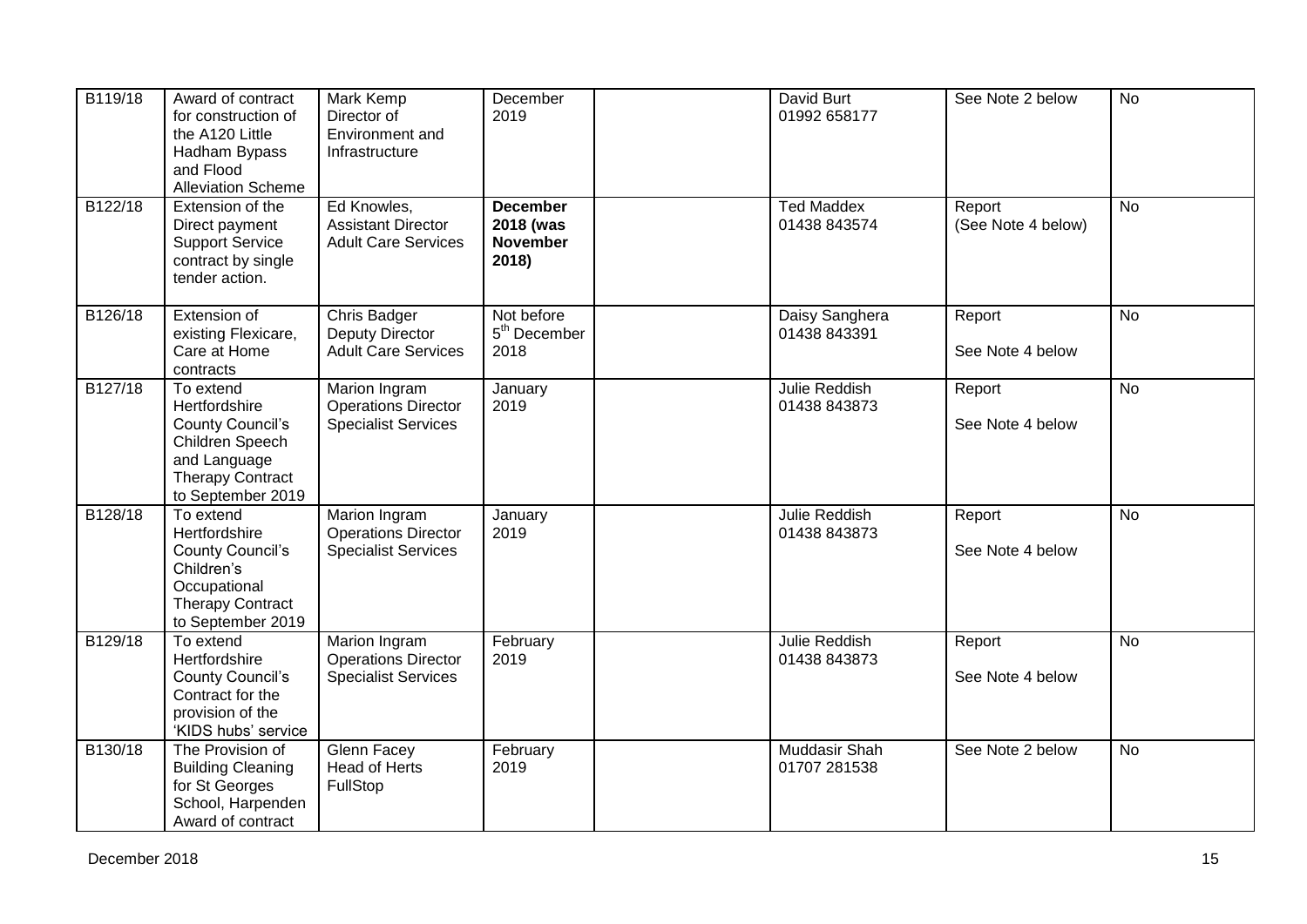| B119/18 | Award of contract for construction of the A120 Little Hadham Bypass and Flood Alleviation Scheme | Mark Kemp Director of Environment and Infrastructure | December 2019 | | David Burt 01992 658177 | See Note 2 below | No |
|---|---|---|---|---|---|---|---|
| B122/18 | Extension of the Direct payment Support Service contract by single tender action. | Ed Knowles, Assistant Director Adult Care Services | **December 2018 (was November 2018)** | | Ted Maddex 01438 843574 | Report (See Note 4 below) | No |
| B126/18 | Extension of existing Flexicare, Care at Home contracts | Chris Badger Deputy Director Adult Care Services | Not before 5th December 2018 | | Daisy Sanghera 01438 843391 | Report<br>See Note 4 below | No |
| B127/18 | To extend Hertfordshire County Council's Children Speech and Language Therapy Contract to September 2019 | Marion Ingram Operations Director Specialist Services | January 2019 | | Julie Reddish 01438 843873 | Report<br>See Note 4 below | No |
| B128/18 | To extend Hertfordshire County Council's Children's Occupational Therapy Contract to September 2019 | Marion Ingram Operations Director Specialist Services | January 2019 | | Julie Reddish 01438 843873 | Report<br>See Note 4 below | No |
| B129/18 | To extend Hertfordshire County Council's Contract for the provision of the 'KIDS hubs' service | Marion Ingram Operations Director Specialist Services | February 2019 | | Julie Reddish 01438 843873 | Report<br>See Note 4 below | No |
| B130/18 | The Provision of Building Cleaning for St Georges School, Harpenden Award of contract | Glenn Facey Head of Herts FullStop | February 2019 | | Muddasir Shah 01707 281538 | See Note 2 below | No |

December 2018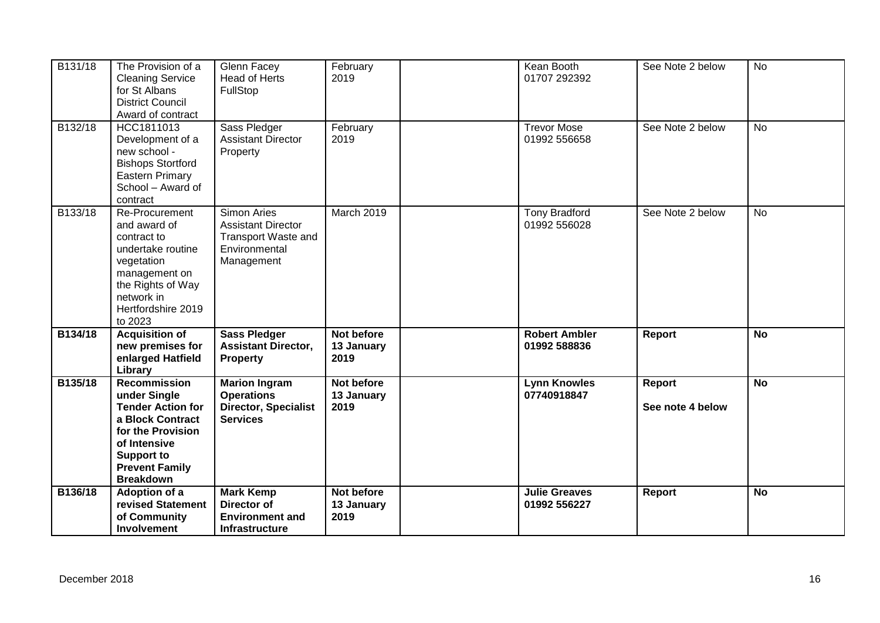| B131/18 | The Provision of a Cleaning Service for St Albans District Council Award of contract | Glenn Facey Head of Herts FullStop | February 2019 | | Kean Booth 01707 292392 | See Note 2 below | No |
|---|---|---|---|---|---|---|---|
| B132/18 | HCC1811013 Development of a new school - Bishops Stortford Eastern Primary School – Award of contract | Sass Pledger Assistant Director Property | February 2019 | | Trevor Mose 01992 556658 | See Note 2 below | No |
| B133/18 | Re-Procurement and award of contract to undertake routine vegetation management on the Rights of Way network in Hertfordshire 2019 to 2023 | Simon Aries Assistant Director Transport Waste and Environmental Management | March 2019 | | Tony Bradford 01992 556028 | See Note 2 below | No |
| **B134/18** | **Acquisition of new premises for enlarged Hatfield Library** | **Sass Pledger Assistant Director, Property** | **Not before 13 January 2019** | | **Robert Ambler 01992 588836** | **Report** | **No** |
| **B135/18** | **Recommission under Single Tender Action for a Block Contract for the Provision of Intensive Support to Prevent Family Breakdown** | **Marion Ingram Operations Director, Specialist Services** | **Not before 13 January 2019** | | **Lynn Knowles 07740918847** | **Report**<br><br>**See note 4 below** | **No** |
| **B136/18** | **Adoption of a revised Statement of Community Involvement** | **Mark Kemp Director of Environment and Infrastructure** | **Not before 13 January 2019** | | **Julie Greaves 01992 556227** | **Report** | **No** |

December 2018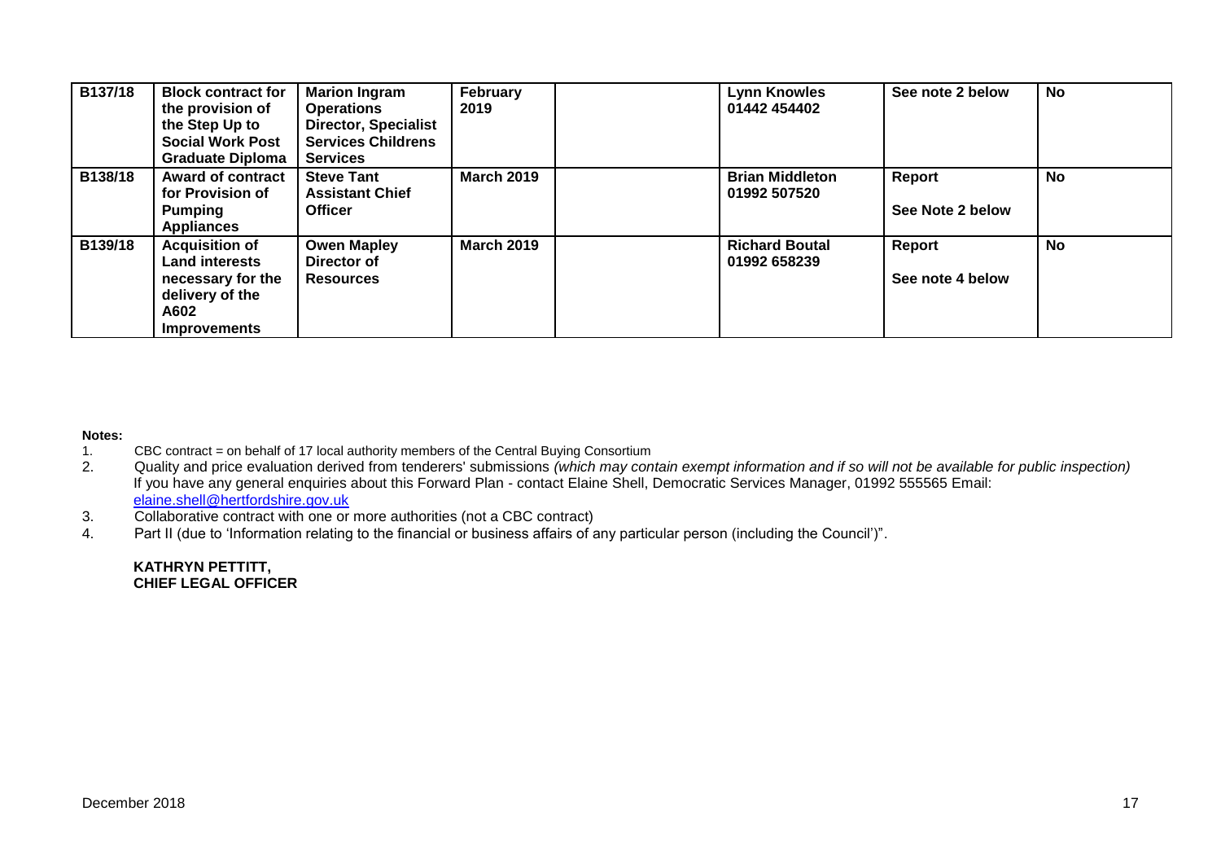| B137/18 | **Block contract for the provision of the Step Up to Social Work Post Graduate Diploma** | **Marion Ingram Operations Director, Specialist Services Childrens Services** | **February 2019** | | **Lynn Knowles 01442 454402** | **See note 2 below** | **No** |
|---|---|---|---|---|---|---|---|
| **B138/18** | **Award of contract for Provision of Pumping Appliances** | **Steve Tant Assistant Chief Officer** | **March 2019** | | **Brian Middleton 01992 507520** | **Report**<br><br>**See Note 2 below** | **No** |
| **B139/18** | **Acquisition of Land interests necessary for the delivery of the A602 Improvements** | **Owen Mapley Director of Resources** | **March 2019** | | **Richard Boutal 01992 658239** | **Report**<br><br>**See note 4 below** | **No** |

**Notes:**

1. CBC contract = on behalf of 17 local authority members of the Central Buying Consortium
2. Quality and price evaluation derived from tenderers' submissions *(which may contain exempt information and if so will not be available for public inspection)* If you have any general enquiries about this Forward Plan - contact Elaine Shell, Democratic Services Manager, 01992 555565 Email: elaine.shell@hertfordshire.gov.uk
3. Collaborative contract with one or more authorities (not a CBC contract)
4. Part II (due to 'Information relating to the financial or business affairs of any particular person (including the Council')".

**KATHRYN PETTITT,**
**CHIEF LEGAL OFFICER**

December 2018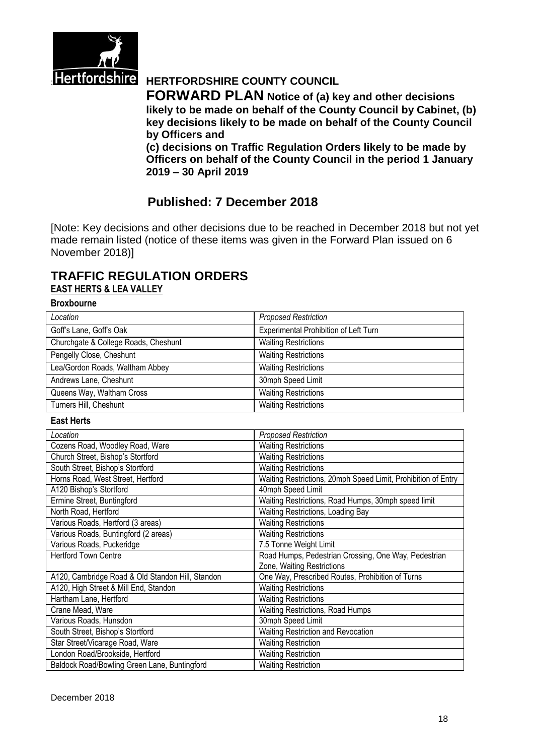Hertfordshire

# HERTFORDSHIRE COUNTY COUNCIL

**FORWARD PLAN Notice of (a) key and other decisions likely to be made on behalf of the County Council by Cabinet, (b) key decisions likely to be made on behalf of the County Council by Officers and**

**(c) decisions on Traffic Regulation Orders likely to be made by Officers on behalf of the County Council in the period 1 January 2019 – 30 April 2019**

## Published: 7 December 2018

[Note: Key decisions and other decisions due to be reached in December 2018 but not yet made remain listed (notice of these items was given in the Forward Plan issued on 6 November 2018)]

# TRAFFIC REGULATION ORDERS

## EAST HERTS & LEA VALLEY

### Broxbourne

| *Location* | *Proposed Restriction* |
|---|---|
| Goff's Lane, Goff's Oak | Experimental Prohibition of Left Turn |
| Churchgate & College Roads, Cheshunt | Waiting Restrictions |
| Pengelly Close, Cheshunt | Waiting Restrictions |
| Lea/Gordon Roads, Waltham Abbey | Waiting Restrictions |
| Andrews Lane, Cheshunt | 30mph Speed Limit |
| Queens Way, Waltham Cross | Waiting Restrictions |
| Turners Hill, Cheshunt | Waiting Restrictions |

### East Herts

| *Location* | *Proposed Restriction* |
|---|---|
| Cozens Road, Woodley Road, Ware | Waiting Restrictions |
| Church Street, Bishop's Stortford | Waiting Restrictions |
| South Street, Bishop's Stortford | Waiting Restrictions |
| Horns Road, West Street, Hertford | Waiting Restrictions, 20mph Speed Limit, Prohibition of Entry |
| A120 Bishop's Stortford | 40mph Speed Limit |
| Ermine Street, Buntingford | Waiting Restrictions, Road Humps, 30mph speed limit |
| North Road, Hertford | Waiting Restrictions, Loading Bay |
| Various Roads, Hertford (3 areas) | Waiting Restrictions |
| Various Roads, Buntingford (2 areas) | Waiting Restrictions |
| Various Roads, Puckeridge | 7.5 Tonne Weight Limit |
| Hertford Town Centre | Road Humps, Pedestrian Crossing, One Way, Pedestrian Zone, Waiting Restrictions |
| A120, Cambridge Road & Old Standon Hill, Standon | One Way, Prescribed Routes, Prohibition of Turns |
| A120, High Street & Mill End, Standon | Waiting Restrictions |
| Hartham Lane, Hertford | Waiting Restrictions |
| Crane Mead, Ware | Waiting Restrictions, Road Humps |
| Various Roads, Hunsdon | 30mph Speed Limit |
| South Street, Bishop's Stortford | Waiting Restriction and Revocation |
| Star Street/Vicarage Road, Ware | Waiting Restriction |
| London Road/Brookside, Hertford | Waiting Restriction |
| Baldock Road/Bowling Green Lane, Buntingford | Waiting Restriction |

December 2018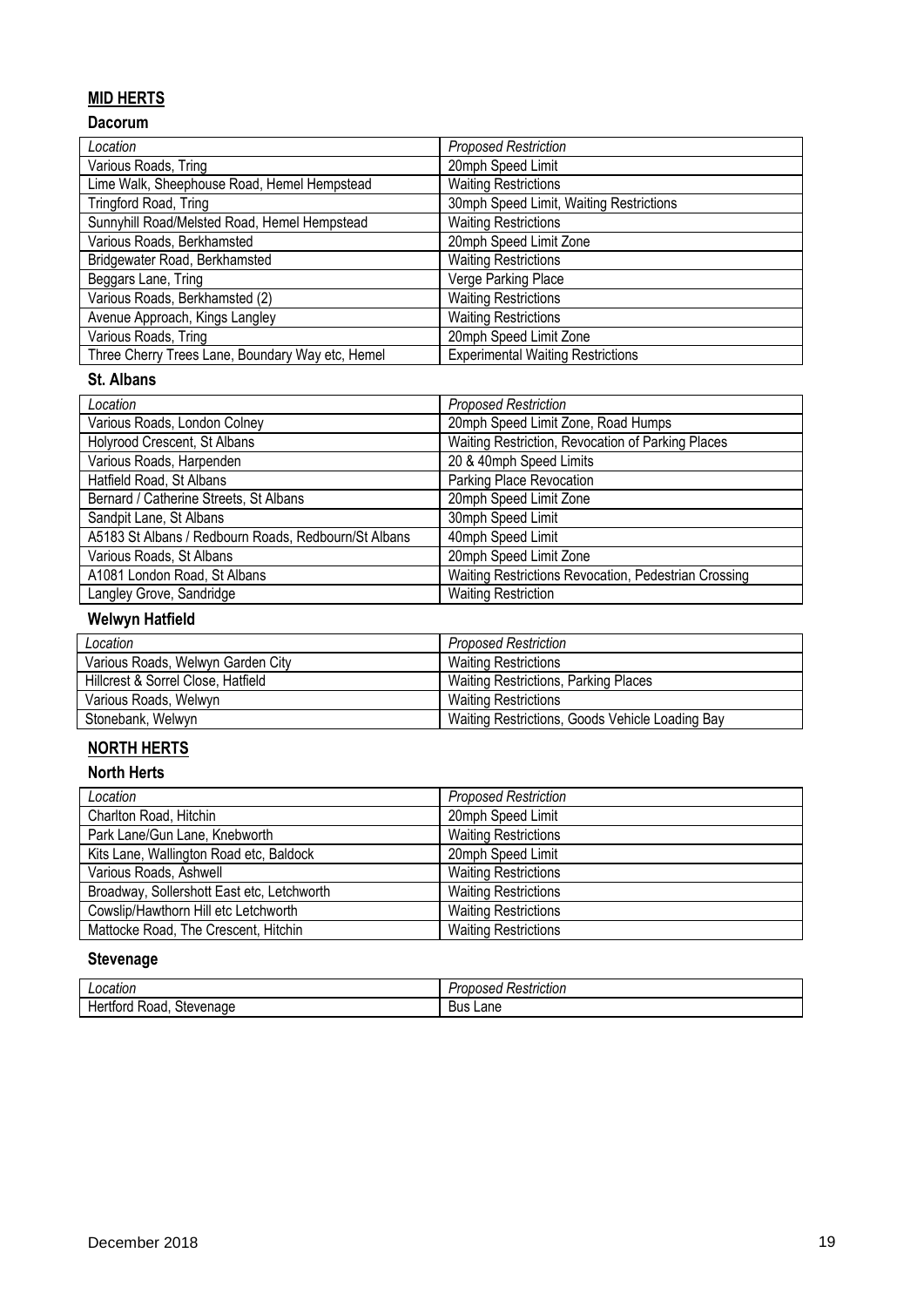## MID HERTS

### Dacorum

| *Location* | *Proposed Restriction* |
|---|---|
| Various Roads, Tring | 20mph Speed Limit |
| Lime Walk, Sheephouse Road, Hemel Hempstead | Waiting Restrictions |
| Tringford Road, Tring | 30mph Speed Limit, Waiting Restrictions |
| Sunnyhill Road/Melsted Road, Hemel Hempstead | Waiting Restrictions |
| Various Roads, Berkhamsted | 20mph Speed Limit Zone |
| Bridgewater Road, Berkhamsted | Waiting Restrictions |
| Beggars Lane, Tring | Verge Parking Place |
| Various Roads, Berkhamsted (2) | Waiting Restrictions |
| Avenue Approach, Kings Langley | Waiting Restrictions |
| Various Roads, Tring | 20mph Speed Limit Zone |
| Three Cherry Trees Lane, Boundary Way etc, Hemel | Experimental Waiting Restrictions |

### St. Albans

| *Location* | *Proposed Restriction* |
|---|---|
| Various Roads, London Colney | 20mph Speed Limit Zone, Road Humps |
| Holyrood Crescent, St Albans | Waiting Restriction, Revocation of Parking Places |
| Various Roads, Harpenden | 20 & 40mph Speed Limits |
| Hatfield Road, St Albans | Parking Place Revocation |
| Bernard / Catherine Streets, St Albans | 20mph Speed Limit Zone |
| Sandpit Lane, St Albans | 30mph Speed Limit |
| A5183 St Albans / Redbourn Roads, Redbourn/St Albans | 40mph Speed Limit |
| Various Roads, St Albans | 20mph Speed Limit Zone |
| A1081 London Road, St Albans | Waiting Restrictions Revocation, Pedestrian Crossing |
| Langley Grove, Sandridge | Waiting Restriction |

### Welwyn Hatfield

| *Location* | *Proposed Restriction* |
|---|---|
| Various Roads, Welwyn Garden City | Waiting Restrictions |
| Hillcrest & Sorrel Close, Hatfield | Waiting Restrictions, Parking Places |
| Various Roads, Welwyn | Waiting Restrictions |
| Stonebank, Welwyn | Waiting Restrictions, Goods Vehicle Loading Bay |

## NORTH HERTS

### North Herts

| *Location* | *Proposed Restriction* |
|---|---|
| Charlton Road, Hitchin | 20mph Speed Limit |
| Park Lane/Gun Lane, Knebworth | Waiting Restrictions |
| Kits Lane, Wallington Road etc, Baldock | 20mph Speed Limit |
| Various Roads, Ashwell | Waiting Restrictions |
| Broadway, Sollershott East etc, Letchworth | Waiting Restrictions |
| Cowslip/Hawthorn Hill etc Letchworth | Waiting Restrictions |
| Mattocke Road, The Crescent, Hitchin | Waiting Restrictions |

### Stevenage

| *Location* | *Proposed Restriction* |
|---|---|
| Hertford Road, Stevenage | Bus Lane |

December 2018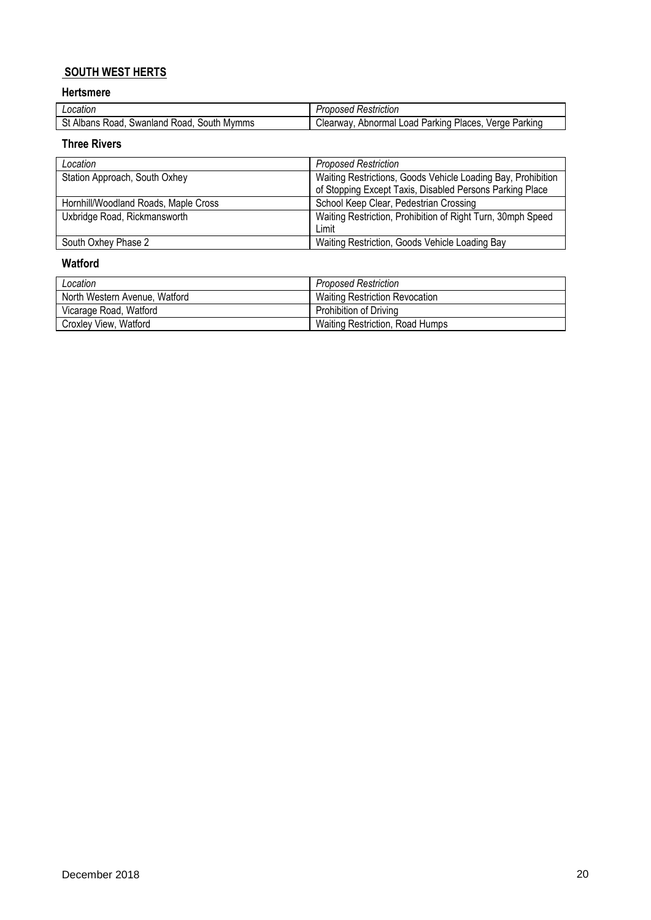## SOUTH WEST HERTS

### Hertsmere

| *Location* | *Proposed Restriction* |
|---|---|
| St Albans Road, Swanland Road, South Mymms | Clearway, Abnormal Load Parking Places, Verge Parking |

### Three Rivers

| *Location* | *Proposed Restriction* |
|---|---|
| Station Approach, South Oxhey | Waiting Restrictions, Goods Vehicle Loading Bay, Prohibition of Stopping Except Taxis, Disabled Persons Parking Place |
| Hornhill/Woodland Roads, Maple Cross | School Keep Clear, Pedestrian Crossing |
| Uxbridge Road, Rickmansworth | Waiting Restriction, Prohibition of Right Turn, 30mph Speed Limit |
| South Oxhey Phase 2 | Waiting Restriction, Goods Vehicle Loading Bay |

### Watford

| *Location* | *Proposed Restriction* |
|---|---|
| North Western Avenue, Watford | Waiting Restriction Revocation |
| Vicarage Road, Watford | Prohibition of Driving |
| Croxley View, Watford | Waiting Restriction, Road Humps |

December 2018